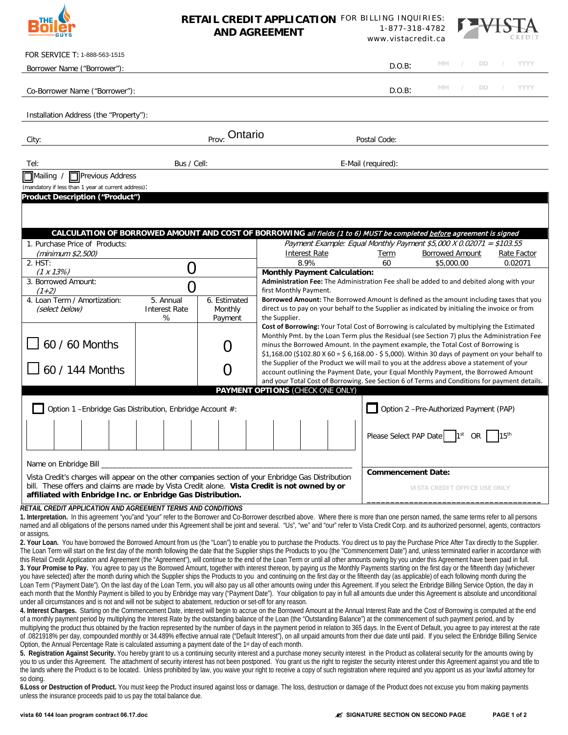**The Boiler Guys**

# RETAIL CREDIT APPLICATION AND AGREEMENT

FOR BILLING INQUIRIES:
1-877-318-4782
www.vistacredit.ca

**VISTA CREDIT**

FOR SERVICE T: 1-888-563-1515

Borrower Name ("Borrower"): D.O.B: MM / DD / YYYY

Co-Borrower Name ("Borrower"): D.O.B: MM / DD / YYYY

Installation Address (the "Property"):

City: Prov: Ontario Postal Code:

Tel: Bus / Cell: E-Mail (required):

☐ Mailing / ☐ Previous Address
(mandatory if less than 1 year at current address):

**Product Description ("Product")**

**CALCULATION OF BORROWED AMOUNT AND COST OF BORROWING** *all fields (1 to 6) MUST be completed before agreement is signed*

| | | |
|---|---|---|
| 1. Purchase Price of Products: *(minimum $2,500)* | | |
| 2. HST: *(1 x 13%)* | | 0 |
| 3. Borrowed Amount: *(1+2)* | | 0 |
| 4. Loan Term / Amortization: *(select below)* | 5. Annual Interest Rate % | 6. Estimated Monthly Payment |
| ☐ 60 / 60 Months | | 0 |
| ☐ 60 / 144 Months | | 0 |

*Payment Example: Equal Monthly Payment $5,000 X 0.02071 = $103.55*

| Interest Rate | Term | Borrowed Amount | Rate Factor |
|---|---|---|---|
| 8.9% | 60 | $5,000.00 | 0.02071 |

**Monthly Payment Calculation:**

**Administration Fee:** The Administration Fee shall be added to and debited along with your first Monthly Payment.

**Borrowed Amount:** The Borrowed Amount is defined as the amount including taxes that you direct us to pay on your behalf to the Supplier as indicated by initialing the invoice or from the Supplier.

**Cost of Borrowing:** Your Total Cost of Borrowing is calculated by multiplying the Estimated Monthly Pmt. by the Loan Term plus the Residual (see Section 7) plus the Administration Fee minus the Borrowed Amount. In the payment example, the Total Cost of Borrowing is $1,168.00 ($102.80 X 60 = $ 6,168.00 - $ 5,000). Within 30 days of payment on your behalf to the Supplier of the Product we will mail to you at the address above a statement of your account outlining the Payment Date, your Equal Monthly Payment, the Borrowed Amount and your Total Cost of Borrowing. See Section 6 of Terms and Conditions for payment details.

**PAYMENT OPTIONS** (CHECK ONE ONLY)

☐ Option 1 – Enbridge Gas Distribution, Enbridge Account #:

Name on Enbridge Bill ____________________________________________

Vista Credit's charges will appear on the other companies section of your Enbridge Gas Distribution bill. These offers and claims are made by Vista Credit alone. **Vista Credit is not owned by or affiliated with Enbridge Inc. or Enbridge Gas Distribution.**

☐ Option 2 – Pre-Authorized Payment (PAP)

Please Select PAP Date ☐ 1st OR ☐ 15th

**Commencement Date:**

VISTA CREDIT OFFICE USE ONLY

___________________________________

## *RETAIL CREDIT APPLICATION AND AGREEMENT TERMS AND CONDITIONS*

**1. Interpretation.** In this agreement "you"and "your" refer to the Borrower and Co-Borrower described above. Where there is more than one person named, the same terms refer to all persons named and all obligations of the persons named under this Agreement shall be joint and several. "Us", "we" and "our" refer to Vista Credit Corp. and its authorized personnel, agents, contractors or assigns.

**2. Your Loan.** You have borrowed the Borrowed Amount from us (the "Loan") to enable you to purchase the Products. You direct us to pay the Purchase Price After Tax directly to the Supplier. The Loan Term will start on the first day of the month following the date that the Supplier ships the Products to you (the "Commencement Date") and, unless terminated earlier in accordance with this Retail Credit Application and Agreement (the "Agreement"), will continue to the end of the Loan Term or until all other amounts owing by you under this Agreement have been paid in full.

**3. Your Promise to Pay.** You agree to pay us the Borrowed Amount, together with interest thereon, by paying us the Monthly Payments starting on the first day or the fifteenth day (whichever you have selected) after the month during which the Supplier ships the Products to you and continuing on the first day or the fifteenth day (as applicable) of each following month during the Loan Term ("Payment Date"). On the last day of the Loan Term, you will also pay us all other amounts owing under this Agreement. If you select the Enbridge Billing Service Option, the day in each month that the Monthly Payment is billed to you by Enbridge may vary ("Payment Date"). Your obligation to pay in full all amounts due under this Agreement is absolute and unconditional under all circumstances and is not and will not be subject to abatement, reduction or set-off for any reason.

**4. Interest Charges.** Starting on the Commencement Date, interest will begin to accrue on the Borrowed Amount at the Annual Interest Rate and the Cost of Borrowing is computed at the end of a monthly payment period by multiplying the Interest Rate by the outstanding balance of the Loan (the "Outstanding Balance") at the commencement of such payment period, and by multiplying the product thus obtained by the fraction represented by the number of days in the payment period in relation to 365 days. In the Event of Default, you agree to pay interest at the rate of .0821918% per day, compounded monthly or 34.489% effective annual rate ("Default Interest"), on all unpaid amounts from their due date until paid. If you select the Enbridge Billing Service Option, the Annual Percentage Rate is calculated assuming a payment date of the 1st day of each month.

**5. Registration Against Security.** You hereby grant to us a continuing security interest and a purchase money security interest in the Product as collateral security for the amounts owing by you to us under this Agreement. The attachment of security interest has not been postponed. You grant us the right to register the security interest under this Agreement against you and title to the lands where the Product is to be located. Unless prohibited by law, you waive your right to receive a copy of such registration where required and you appoint us as your lawful attorney for so doing.

**6.Loss or Destruction of Product.** You must keep the Product insured against loss or damage. The loss, destruction or damage of the Product does not excuse you from making payments unless the insurance proceeds paid to us pay the total balance due.

vista 60 144 loan program contract 06.17.doc — SIGNATURE SECTION ON SECOND PAGE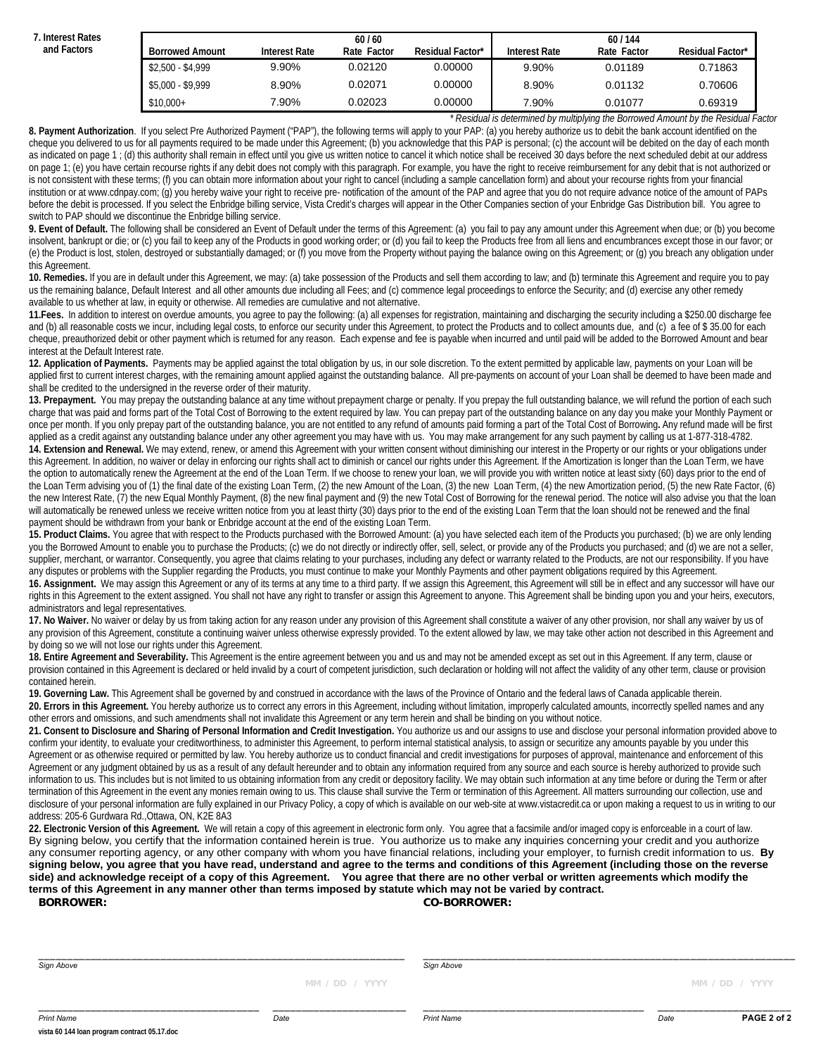**7. Interest Rates and Factors**

| Borrowed Amount | Interest Rate | 60 / 60 Rate Factor | Residual Factor* | Interest Rate | 60 / 144 Rate Factor | Residual Factor* |
|---|---|---|---|---|---|---|
| $2,500 - $4,999 | 9.90% | 0.02120 | 0.00000 | 9.90% | 0.01189 | 0.71863 |
| $5,000 - $9,999 | 8.90% | 0.02071 | 0.00000 | 8.90% | 0.01132 | 0.70606 |
| $10,000+ | 7.90% | 0.02023 | 0.00000 | 7.90% | 0.01077 | 0.69319 |

*\* Residual is determined by multiplying the Borrowed Amount by the Residual Factor*

**8. Payment Authorization**. If you select Pre Authorized Payment ("PAP"), the following terms will apply to your PAP: (a) you hereby authorize us to debit the bank account identified on the cheque you delivered to us for all payments required to be made under this Agreement; (b) you acknowledge that this PAP is personal; (c) the account will be debited on the day of each month as indicated on page 1 ; (d) this authority shall remain in effect until you give us written notice to cancel it which notice shall be received 30 days before the next scheduled debit at our address on page 1; (e) you have certain recourse rights if any debit does not comply with this paragraph. For example, you have the right to receive reimbursement for any debit that is not authorized or is not consistent with these terms; (f) you can obtain more information about your right to cancel (including a sample cancellation form) and about your recourse rights from your financial institution or at www.cdnpay.com; (g) you hereby waive your right to receive pre- notification of the amount of the PAP and agree that you do not require advance notice of the amount of PAPs before the debit is processed. If you select the Enbridge billing service, Vista Credit's charges will appear in the Other Companies section of your Enbridge Gas Distribution bill. You agree to switch to PAP should we discontinue the Enbridge billing service.

**9. Event of Default.** The following shall be considered an Event of Default under the terms of this Agreement: (a) you fail to pay any amount under this Agreement when due; or (b) you become insolvent, bankrupt or die; or (c) you fail to keep any of the Products in good working order; or (d) you fail to keep the Products free from all liens and encumbrances except those in our favor; or (e) the Product is lost, stolen, destroyed or substantially damaged; or (f) you move from the Property without paying the balance owing on this Agreement; or (g) you breach any obligation under this Agreement.

**10. Remedies.** If you are in default under this Agreement, we may: (a) take possession of the Products and sell them according to law; and (b) terminate this Agreement and require you to pay us the remaining balance, Default Interest and all other amounts due including all Fees; and (c) commence legal proceedings to enforce the Security; and (d) exercise any other remedy available to us whether at law, in equity or otherwise. All remedies are cumulative and not alternative.

**11.Fees.** In addition to interest on overdue amounts, you agree to pay the following: (a) all expenses for registration, maintaining and discharging the security including a $250.00 discharge fee and (b) all reasonable costs we incur, including legal costs, to enforce our security under this Agreement, to protect the Products and to collect amounts due, and (c) a fee of $ 35.00 for each cheque, preauthorized debit or other payment which is returned for any reason. Each expense and fee is payable when incurred and until paid will be added to the Borrowed Amount and bear interest at the Default Interest rate.

**12. Application of Payments.** Payments may be applied against the total obligation by us, in our sole discretion. To the extent permitted by applicable law, payments on your Loan will be applied first to current interest charges, with the remaining amount applied against the outstanding balance. All pre-payments on account of your Loan shall be deemed to have been made and shall be credited to the undersigned in the reverse order of their maturity.

**13. Prepayment.** You may prepay the outstanding balance at any time without prepayment charge or penalty. If you prepay the full outstanding balance, we will refund the portion of each such charge that was paid and forms part of the Total Cost of Borrowing to the extent required by law. You can prepay part of the outstanding balance on any day you make your Monthly Payment or once per month. If you only prepay part of the outstanding balance, you are not entitled to any refund of amounts paid forming a part of the Total Cost of Borrowing**.** Any refund made will be first applied as a credit against any outstanding balance under any other agreement you may have with us. You may make arrangement for any such payment by calling us at 1-877-318-4782.

**14. Extension and Renewal.** We may extend, renew, or amend this Agreement with your written consent without diminishing our interest in the Property or our rights or your obligations under this Agreement. In addition, no waiver or delay in enforcing our rights shall act to diminish or cancel our rights under this Agreement. If the Amortization is longer than the Loan Term, we have the option to automatically renew the Agreement at the end of the Loan Term. If we choose to renew your loan, we will provide you with written notice at least sixty (60) days prior to the end of the Loan Term advising you of (1) the final date of the existing Loan Term, (2) the new Amount of the Loan, (3) the new Loan Term, (4) the new Amortization period, (5) the new Rate Factor, (6) the new Interest Rate, (7) the new Equal Monthly Payment, (8) the new final payment and (9) the new Total Cost of Borrowing for the renewal period. The notice will also advise you that the loan will automatically be renewed unless we receive written notice from you at least thirty (30) days prior to the end of the existing Loan Term that the loan should not be renewed and the final payment should be withdrawn from your bank or Enbridge account at the end of the existing Loan Term.

**15. Product Claims.** You agree that with respect to the Products purchased with the Borrowed Amount: (a) you have selected each item of the Products you purchased; (b) we are only lending you the Borrowed Amount to enable you to purchase the Products; (c) we do not directly or indirectly offer, sell, select, or provide any of the Products you purchased; and (d) we are not a seller, supplier, merchant, or warrantor. Consequently, you agree that claims relating to your purchases, including any defect or warranty related to the Products, are not our responsibility. If you have any disputes or problems with the Supplier regarding the Products, you must continue to make your Monthly Payments and other payment obligations required by this Agreement.

**16. Assignment.** We may assign this Agreement or any of its terms at any time to a third party. If we assign this Agreement, this Agreement will still be in effect and any successor will have our rights in this Agreement to the extent assigned. You shall not have any right to transfer or assign this Agreement to anyone. This Agreement shall be binding upon you and your heirs, executors, administrators and legal representatives.

**17. No Waiver.** No waiver or delay by us from taking action for any reason under any provision of this Agreement shall constitute a waiver of any other provision, nor shall any waiver by us of any provision of this Agreement, constitute a continuing waiver unless otherwise expressly provided. To the extent allowed by law, we may take other action not described in this Agreement and by doing so we will not lose our rights under this Agreement.

**18. Entire Agreement and Severability.** This Agreement is the entire agreement between you and us and may not be amended except as set out in this Agreement. If any term, clause or provision contained in this Agreement is declared or held invalid by a court of competent jurisdiction, such declaration or holding will not affect the validity of any other term, clause or provision contained herein.

**19. Governing Law.** This Agreement shall be governed by and construed in accordance with the laws of the Province of Ontario and the federal laws of Canada applicable therein.

**20. Errors in this Agreement.** You hereby authorize us to correct any errors in this Agreement, including without limitation, improperly calculated amounts, incorrectly spelled names and any other errors and omissions, and such amendments shall not invalidate this Agreement or any term herein and shall be binding on you without notice.

**21. Consent to Disclosure and Sharing of Personal Information and Credit Investigation.** You authorize us and our assigns to use and disclose your personal information provided above to confirm your identity, to evaluate your creditworthiness, to administer this Agreement, to perform internal statistical analysis, to assign or securitize any amounts payable by you under this Agreement or as otherwise required or permitted by law. You hereby authorize us to conduct financial and credit investigations for purposes of approval, maintenance and enforcement of this Agreement or any judgment obtained by us as a result of any default hereunder and to obtain any information required from any source and each source is hereby authorized to provide such information to us. This includes but is not limited to us obtaining information from any credit or depository facility. We may obtain such information at any time before or during the Term or after termination of this Agreement in the event any monies remain owing to us. This clause shall survive the Term or termination of this Agreement. All matters surrounding our collection, use and disclosure of your personal information are fully explained in our Privacy Policy, a copy of which is available on our web-site at www.vistacredit.ca or upon making a request to us in writing to our address: 205-6 Gurdwara Rd.,Ottawa, ON, K2E 8A3

**22. Electronic Version of this Agreement.** We will retain a copy of this agreement in electronic form only. You agree that a facsimile and/or imaged copy is enforceable in a court of law.

By signing below, you certify that the information contained herein is true. You authorize us to make any inquiries concerning your credit and you authorize any consumer reporting agency, or any other company with whom you have financial relations, including your employer, to furnish credit information to us. **By signing below, you agree that you have read, understand and agree to the terms and conditions of this Agreement (including those on the reverse side) and acknowledge receipt of a copy of this Agreement. You agree that there are no other verbal or written agreements which modify the terms of this Agreement in any manner other than terms imposed by statute which may not be varied by contract.**

**BORROWER:**

_______________________________
*Sign Above*

MM / DD / YYYY

_______________________ _______________
*Print Name* *Date*

**CO-BORROWER:**

_______________________________
*Sign Above*

MM / DD / YYYY

_______________________ _______________
*Print Name* *Date*

vista 60 144 loan program contract 05.17.doc